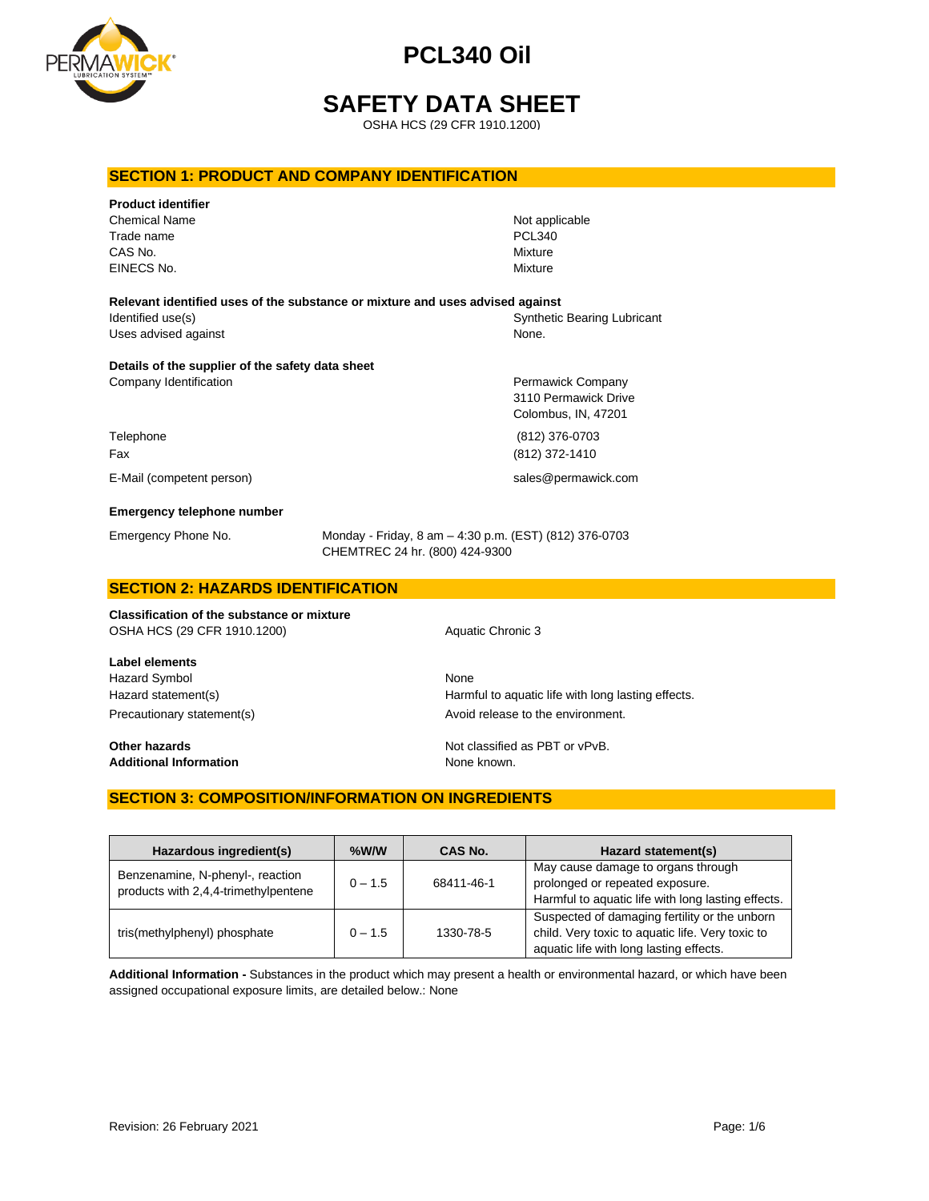# PCL340 Oil

# SAFETY DATA SHEET

OSHA HCS (29 CFR 1910.1200)

## SECTION 1: PRODUCT AND COMPANY IDENTIFICATION

**Product identifier**

Chemical Name — Not applicable
Trade name — PCL340
CAS No. — Mixture
EINECS No. — Mixture

**Relevant identified uses of the substance or mixture and uses advised against**

Identified use(s) — Synthetic Bearing Lubricant
Uses advised against — None.

**Details of the supplier of the safety data sheet**

Company Identification — Permawick Company
3110 Permawick Drive
Colombus, IN, 47201

Telephone — (812) 376-0703
Fax — (812) 372-1410

E-Mail (competent person) — sales@permawick.com

**Emergency telephone number**

Emergency Phone No. — Monday - Friday, 8 am – 4:30 p.m. (EST) (812) 376-0703
CHEMTREC 24 hr. (800) 424-9300

## SECTION 2: HAZARDS IDENTIFICATION

**Classification of the substance or mixture**

OSHA HCS (29 CFR 1910.1200) — Aquatic Chronic 3

**Label elements**

Hazard Symbol — None
Hazard statement(s) — Harmful to aquatic life with long lasting effects.
Precautionary statement(s) — Avoid release to the environment.

**Other hazards** — Not classified as PBT or vPvB.
**Additional Information** — None known.

## SECTION 3: COMPOSITION/INFORMATION ON INGREDIENTS

| Hazardous ingredient(s) | %W/W | CAS No. | Hazard statement(s) |
|---|---|---|---|
| Benzenamine, N-phenyl-, reaction products with 2,4,4-trimethylpentene | 0 – 1.5 | 68411-46-1 | May cause damage to organs through prolonged or repeated exposure. Harmful to aquatic life with long lasting effects. |
| tris(methylphenyl) phosphate | 0 – 1.5 | 1330-78-5 | Suspected of damaging fertility or the unborn child. Very toxic to aquatic life. Very toxic to aquatic life with long lasting effects. |

**Additional Information -** Substances in the product which may present a health or environmental hazard, or which have been assigned occupational exposure limits, are detailed below.: None

Revision: 26 February 2021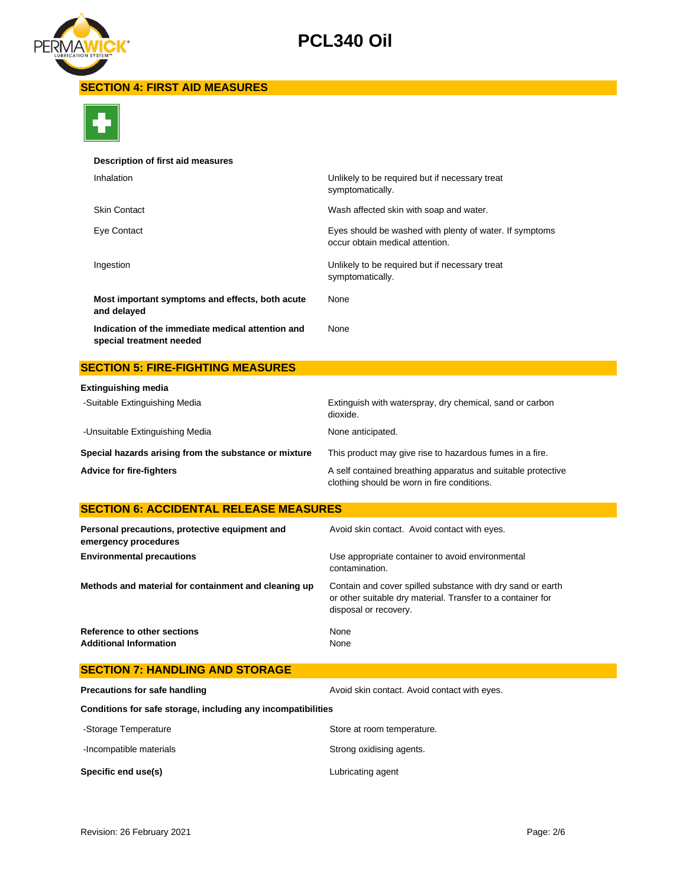## SECTION 4: FIRST AID MEASURES

**Description of first aid measures**

| | |
|---|---|
| Inhalation | Unlikely to be required but if necessary treat symptomatically. |
| Skin Contact | Wash affected skin with soap and water. |
| Eye Contact | Eyes should be washed with plenty of water. If symptoms occur obtain medical attention. |
| Ingestion | Unlikely to be required but if necessary treat symptomatically. |
| **Most important symptoms and effects, both acute and delayed** | None |
| **Indication of the immediate medical attention and special treatment needed** | None |

## SECTION 5: FIRE-FIGHTING MEASURES

**Extinguishing media**

| | |
|---|---|
| -Suitable Extinguishing Media | Extinguish with waterspray, dry chemical, sand or carbon dioxide. |
| -Unsuitable Extinguishing Media | None anticipated. |
| **Special hazards arising from the substance or mixture** | This product may give rise to hazardous fumes in a fire. |
| **Advice for fire-fighters** | A self contained breathing apparatus and suitable protective clothing should be worn in fire conditions. |

## SECTION 6: ACCIDENTAL RELEASE MEASURES

| | |
|---|---|
| **Personal precautions, protective equipment and emergency procedures** | Avoid skin contact. Avoid contact with eyes. |
| **Environmental precautions** | Use appropriate container to avoid environmental contamination. |
| **Methods and material for containment and cleaning up** | Contain and cover spilled substance with dry sand or earth or other suitable dry material. Transfer to a container for disposal or recovery. |
| **Reference to other sections** | None |
| **Additional Information** | None |

## SECTION 7: HANDLING AND STORAGE

**Precautions for safe handling** — Avoid skin contact. Avoid contact with eyes.

**Conditions for safe storage, including any incompatibilities**

| | |
|---|---|
| -Storage Temperature | Store at room temperature. |
| -Incompatible materials | Strong oxidising agents. |
| **Specific end use(s)** | Lubricating agent |

Revision: 26 February 2021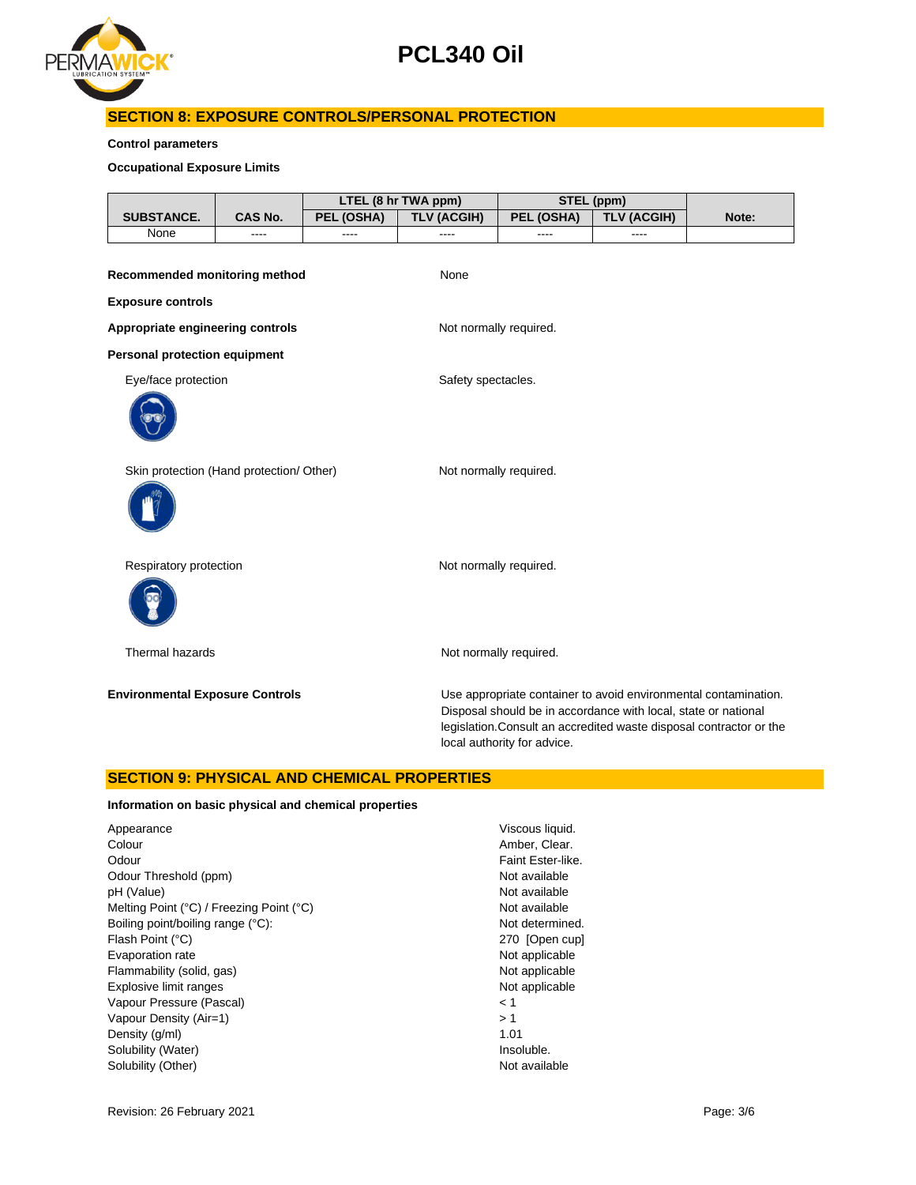## SECTION 8: EXPOSURE CONTROLS/PERSONAL PROTECTION

**Control parameters**

**Occupational Exposure Limits**

| SUBSTANCE. | CAS No. | LTEL (8 hr TWA ppm) | | STEL (ppm) | | Note: |
|---|---|---|---|---|---|---|
| | | PEL (OSHA) | TLV (ACGIH) | PEL (OSHA) | TLV (ACGIH) | |
| None | ---- | ---- | ---- | ---- | ---- | |

**Recommended monitoring method** None

**Exposure controls**

**Appropriate engineering controls** Not normally required.

**Personal protection equipment**

Eye/face protection: Safety spectacles.

Skin protection (Hand protection/ Other): Not normally required.

Respiratory protection: Not normally required.

Thermal hazards: Not normally required.

**Environmental Exposure Controls** Use appropriate container to avoid environmental contamination. Disposal should be in accordance with local, state or national legislation.Consult an accredited waste disposal contractor or the local authority for advice.

## SECTION 9: PHYSICAL AND CHEMICAL PROPERTIES

**Information on basic physical and chemical properties**

| | |
|---|---|
| Appearance | Viscous liquid. |
| Colour | Amber, Clear. |
| Odour | Faint Ester-like. |
| Odour Threshold (ppm) | Not available |
| pH (Value) | Not available |
| Melting Point (°C) / Freezing Point (°C) | Not available |
| Boiling point/boiling range (°C): | Not determined. |
| Flash Point (°C) | 270 [Open cup] |
| Evaporation rate | Not applicable |
| Flammability (solid, gas) | Not applicable |
| Explosive limit ranges | Not applicable |
| Vapour Pressure (Pascal) | < 1 |
| Vapour Density (Air=1) | > 1 |
| Density (g/ml) | 1.01 |
| Solubility (Water) | Insoluble. |
| Solubility (Other) | Not available |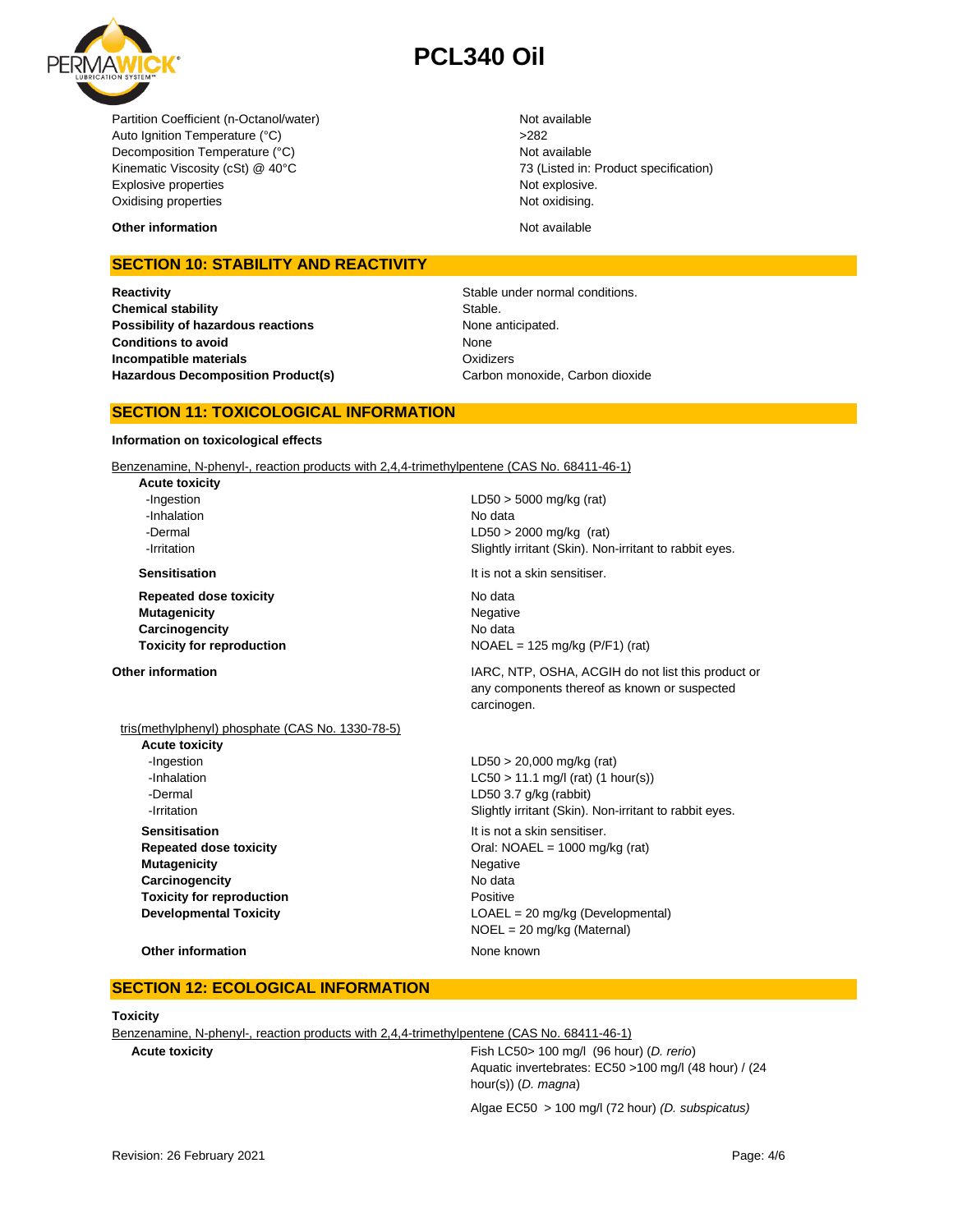| | |
|---|---|
| Partition Coefficient (n-Octanol/water) | Not available |
| Auto Ignition Temperature (°C) | >282 |
| Decomposition Temperature (°C) | Not available |
| Kinematic Viscosity (cSt) @ 40°C | 73 (Listed in: Product specification) |
| Explosive properties | Not explosive. |
| Oxidising properties | Not oxidising. |
| **Other information** | Not available |

## SECTION 10: STABILITY AND REACTIVITY

| | |
|---|---|
| **Reactivity** | Stable under normal conditions. |
| **Chemical stability** | Stable. |
| **Possibility of hazardous reactions** | None anticipated. |
| **Conditions to avoid** | None |
| **Incompatible materials** | Oxidizers |
| **Hazardous Decomposition Product(s)** | Carbon monoxide, Carbon dioxide |

## SECTION 11: TOXICOLOGICAL INFORMATION

**Information on toxicological effects**

Benzenamine, N-phenyl-, reaction products with 2,4,4-trimethylpentene (CAS No. 68411-46-1)

| | |
|---|---|
| **Acute toxicity** | |
| -Ingestion | LD50 > 5000 mg/kg (rat) |
| -Inhalation | No data |
| -Dermal | LD50 > 2000 mg/kg (rat) |
| -Irritation | Slightly irritant (Skin). Non-irritant to rabbit eyes. |
| **Sensitisation** | It is not a skin sensitiser. |
| **Repeated dose toxicity** | No data |
| **Mutagenicity** | Negative |
| **Carcinogencity** | No data |
| **Toxicity for reproduction** | NOAEL = 125 mg/kg (P/F1) (rat) |
| **Other information** | IARC, NTP, OSHA, ACGIH do not list this product or any components thereof as known or suspected carcinogen. |

tris(methylphenyl) phosphate (CAS No. 1330-78-5)

| | |
|---|---|
| **Acute toxicity** | |
| -Ingestion | LD50 > 20,000 mg/kg (rat) |
| -Inhalation | LC50 > 11.1 mg/l (rat) (1 hour(s)) |
| -Dermal | LD50 3.7 g/kg (rabbit) |
| -Irritation | Slightly irritant (Skin). Non-irritant to rabbit eyes. |
| **Sensitisation** | It is not a skin sensitiser. |
| **Repeated dose toxicity** | Oral: NOAEL = 1000 mg/kg (rat) |
| **Mutagenicity** | Negative |
| **Carcinogencity** | No data |
| **Toxicity for reproduction** | Positive |
| **Developmental Toxicity** | LOAEL = 20 mg/kg (Developmental)<br>NOEL = 20 mg/kg (Maternal) |
| **Other information** | None known |

## SECTION 12: ECOLOGICAL INFORMATION

**Toxicity**

Benzenamine, N-phenyl-, reaction products with 2,4,4-trimethylpentene (CAS No. 68411-46-1)

| | |
|---|---|
| **Acute toxicity** | Fish LC50> 100 mg/l (96 hour) (*D. rerio*)<br>Aquatic invertebrates: EC50 >100 mg/l (48 hour) / (24 hour(s)) (*D. magna*)<br>Algae EC50 > 100 mg/l (72 hour) *(D. subspicatus)* |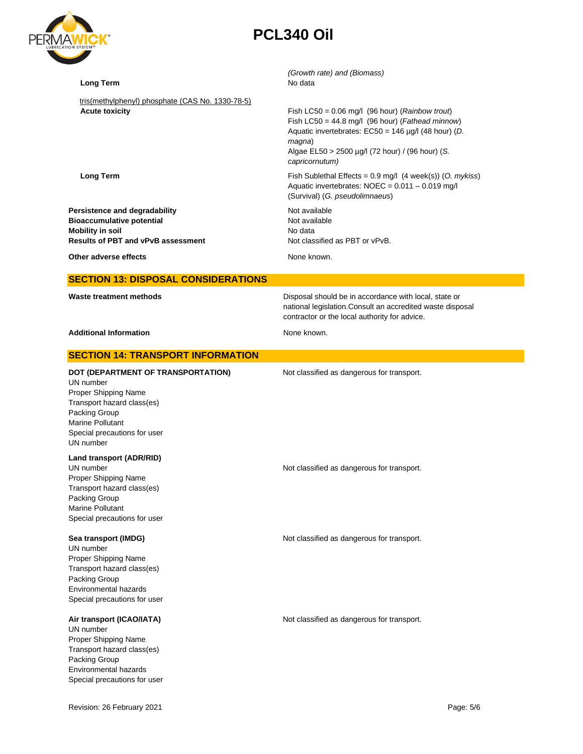| | |
|---|---|
| | *(Growth rate) and (Biomass)* |
| **Long Term** | No data |

tris(methylphenyl) phosphate (CAS No. 1330-78-5)

| | |
|---|---|
| **Acute toxicity** | Fish LC50 = 0.06 mg/l (96 hour) (*Rainbow trout*)<br>Fish LC50 = 44.8 mg/l (96 hour) (*Fathead minnow*)<br>Aquatic invertebrates: EC50 = 146 µg/l (48 hour) (*D. magna*)<br>Algae EL50 > 2500 µg/l (72 hour) / (96 hour) (*S. capricornutum)* |
| **Long Term** | Fish Sublethal Effects = 0.9 mg/l (4 week(s)) (*O. mykiss*)<br>Aquatic invertebrates: NOEC = 0.011 – 0.019 mg/l (Survival) (*G. pseudolimnaeus*) |

| | |
|---|---|
| **Persistence and degradability** | Not available |
| **Bioaccumulative potential** | Not available |
| **Mobility in soil** | No data |
| **Results of PBT and vPvB assessment** | Not classified as PBT or vPvB. |
| **Other adverse effects** | None known. |

## SECTION 13: DISPOSAL CONSIDERATIONS

| | |
|---|---|
| **Waste treatment methods** | Disposal should be in accordance with local, state or national legislation.Consult an accredited waste disposal contractor or the local authority for advice. |
| **Additional Information** | None known. |

## SECTION 14: TRANSPORT INFORMATION

**DOT (DEPARTMENT OF TRANSPORTATION)** — Not classified as dangerous for transport.

UN number
Proper Shipping Name
Transport hazard class(es)
Packing Group
Marine Pollutant
Special precautions for user
UN number

**Land transport (ADR/RID)**

UN number — Not classified as dangerous for transport.
Proper Shipping Name
Transport hazard class(es)
Packing Group
Marine Pollutant
Special precautions for user

**Sea transport (IMDG)** — Not classified as dangerous for transport.

UN number
Proper Shipping Name
Transport hazard class(es)
Packing Group
Environmental hazards
Special precautions for user

**Air transport (ICAO/IATA)** — Not classified as dangerous for transport.

UN number
Proper Shipping Name
Transport hazard class(es)
Packing Group
Environmental hazards
Special precautions for user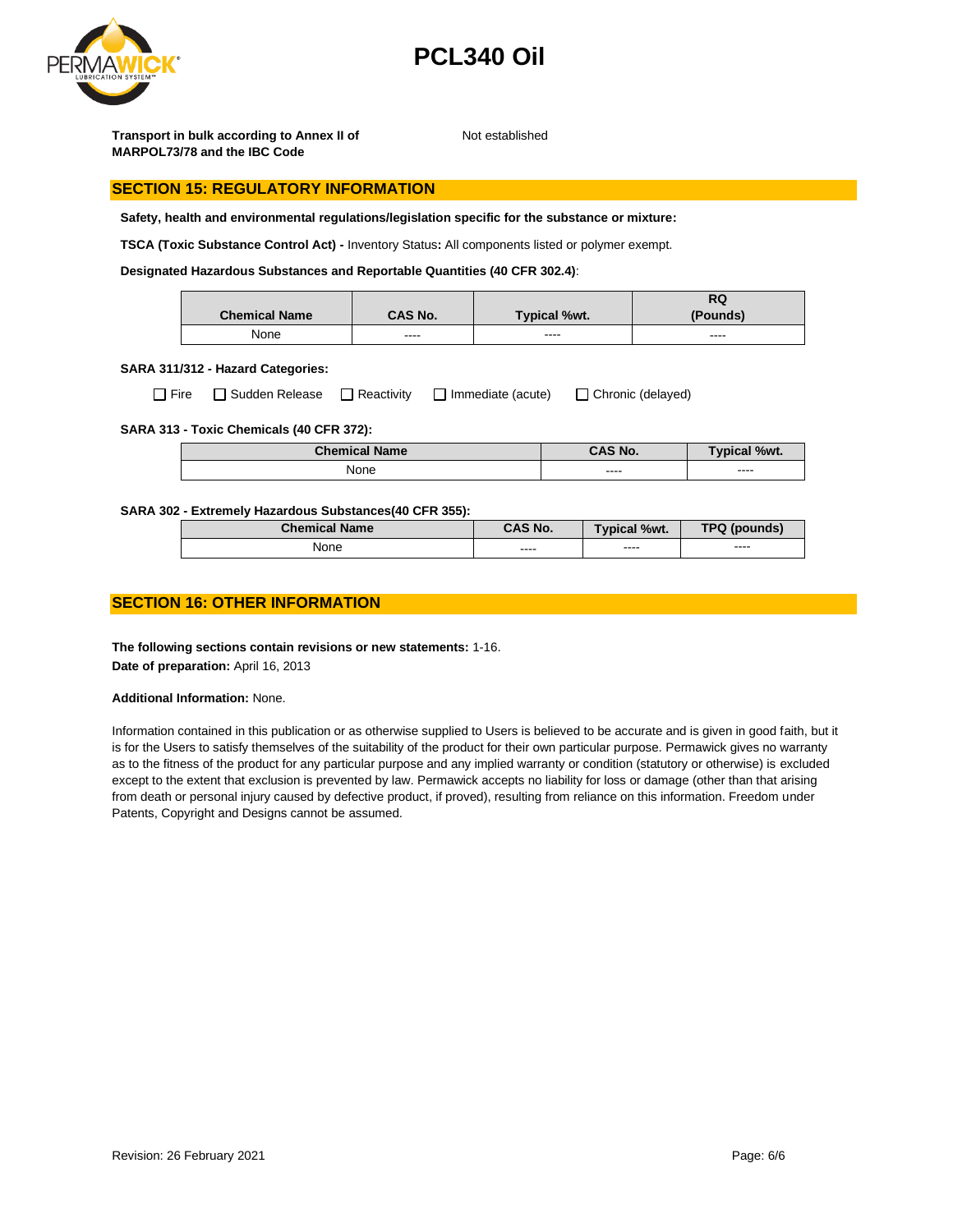**Transport in bulk according to Annex II of MARPOL73/78 and the IBC Code** Not established

## SECTION 15: REGULATORY INFORMATION

**Safety, health and environmental regulations/legislation specific for the substance or mixture:**

**TSCA (Toxic Substance Control Act) -** Inventory Status**:** All components listed or polymer exempt.

**Designated Hazardous Substances and Reportable Quantities (40 CFR 302.4)**:

| Chemical Name | CAS No. | Typical %wt. | RQ (Pounds) |
|---|---|---|---|
| None | ---- | ---- | ---- |

**SARA 311/312 - Hazard Categories:**

☐ Fire ☐ Sudden Release ☐ Reactivity ☐ Immediate (acute) ☐ Chronic (delayed)

**SARA 313 - Toxic Chemicals (40 CFR 372):**

| Chemical Name | CAS No. | Typical %wt. |
|---|---|---|
| None | ---- | ---- |

**SARA 302 - Extremely Hazardous Substances(40 CFR 355):**

| Chemical Name | CAS No. | Typical %wt. | TPQ (pounds) |
|---|---|---|---|
| None | ---- | ---- | ---- |

## SECTION 16: OTHER INFORMATION

**The following sections contain revisions or new statements:** 1-16.
**Date of preparation:** April 16, 2013

**Additional Information:** None.

Information contained in this publication or as otherwise supplied to Users is believed to be accurate and is given in good faith, but it is for the Users to satisfy themselves of the suitability of the product for their own particular purpose. Permawick gives no warranty as to the fitness of the product for any particular purpose and any implied warranty or condition (statutory or otherwise) is excluded except to the extent that exclusion is prevented by law. Permawick accepts no liability for loss or damage (other than that arising from death or personal injury caused by defective product, if proved), resulting from reliance on this information. Freedom under Patents, Copyright and Designs cannot be assumed.

Revision: 26 February 2021